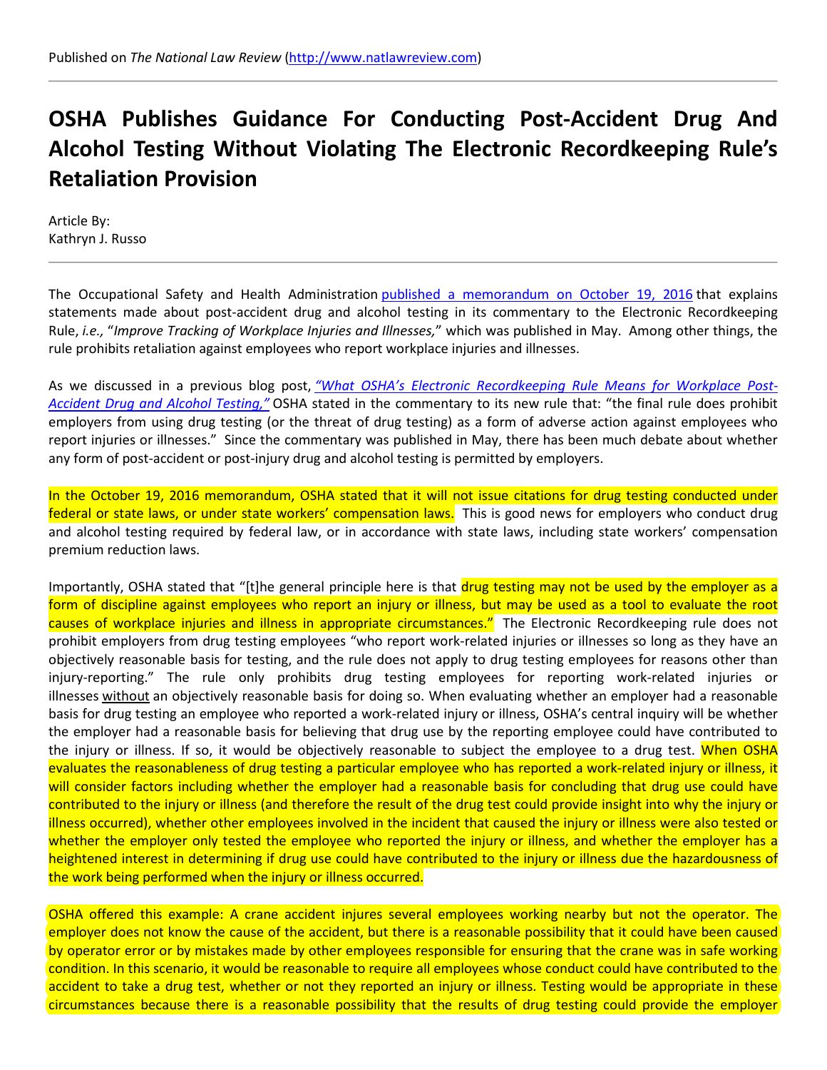Published on *The National Law Review* (http://www.natlawreview.com)

# OSHA Publishes Guidance For Conducting Post-Accident Drug And Alcohol Testing Without Violating The Electronic Recordkeeping Rule's Retaliation Provision

Article By:
Kathryn J. Russo

The Occupational Safety and Health Administration published a memorandum on October 19, 2016 that explains statements made about post-accident drug and alcohol testing in its commentary to the Electronic Recordkeeping Rule, *i.e.,* "*Improve Tracking of Workplace Injuries and Illnesses,*" which was published in May. Among other things, the rule prohibits retaliation against employees who report workplace injuries and illnesses.

As we discussed in a previous blog post, *"What OSHA's Electronic Recordkeeping Rule Means for Workplace Post-Accident Drug and Alcohol Testing,"* OSHA stated in the commentary to its new rule that: "the final rule does prohibit employers from using drug testing (or the threat of drug testing) as a form of adverse action against employees who report injuries or illnesses." Since the commentary was published in May, there has been much debate about whether any form of post-accident or post-injury drug and alcohol testing is permitted by employers.

In the October 19, 2016 memorandum, OSHA stated that it will not issue citations for drug testing conducted under federal or state laws, or under state workers' compensation laws. This is good news for employers who conduct drug and alcohol testing required by federal law, or in accordance with state laws, including state workers' compensation premium reduction laws.

Importantly, OSHA stated that "[t]he general principle here is that drug testing may not be used by the employer as a form of discipline against employees who report an injury or illness, but may be used as a tool to evaluate the root causes of workplace injuries and illness in appropriate circumstances." The Electronic Recordkeeping rule does not prohibit employers from drug testing employees "who report work-related injuries or illnesses so long as they have an objectively reasonable basis for testing, and the rule does not apply to drug testing employees for reasons other than injury-reporting." The rule only prohibits drug testing employees for reporting work-related injuries or illnesses without an objectively reasonable basis for doing so. When evaluating whether an employer had a reasonable basis for drug testing an employee who reported a work-related injury or illness, OSHA's central inquiry will be whether the employer had a reasonable basis for believing that drug use by the reporting employee could have contributed to the injury or illness. If so, it would be objectively reasonable to subject the employee to a drug test. When OSHA evaluates the reasonableness of drug testing a particular employee who has reported a work-related injury or illness, it will consider factors including whether the employer had a reasonable basis for concluding that drug use could have contributed to the injury or illness (and therefore the result of the drug test could provide insight into why the injury or illness occurred), whether other employees involved in the incident that caused the injury or illness were also tested or whether the employer only tested the employee who reported the injury or illness, and whether the employer has a heightened interest in determining if drug use could have contributed to the injury or illness due the hazardousness of the work being performed when the injury or illness occurred.

OSHA offered this example: A crane accident injures several employees working nearby but not the operator. The employer does not know the cause of the accident, but there is a reasonable possibility that it could have been caused by operator error or by mistakes made by other employees responsible for ensuring that the crane was in safe working condition. In this scenario, it would be reasonable to require all employees whose conduct could have contributed to the accident to take a drug test, whether or not they reported an injury or illness. Testing would be appropriate in these circumstances because there is a reasonable possibility that the results of drug testing could provide the employer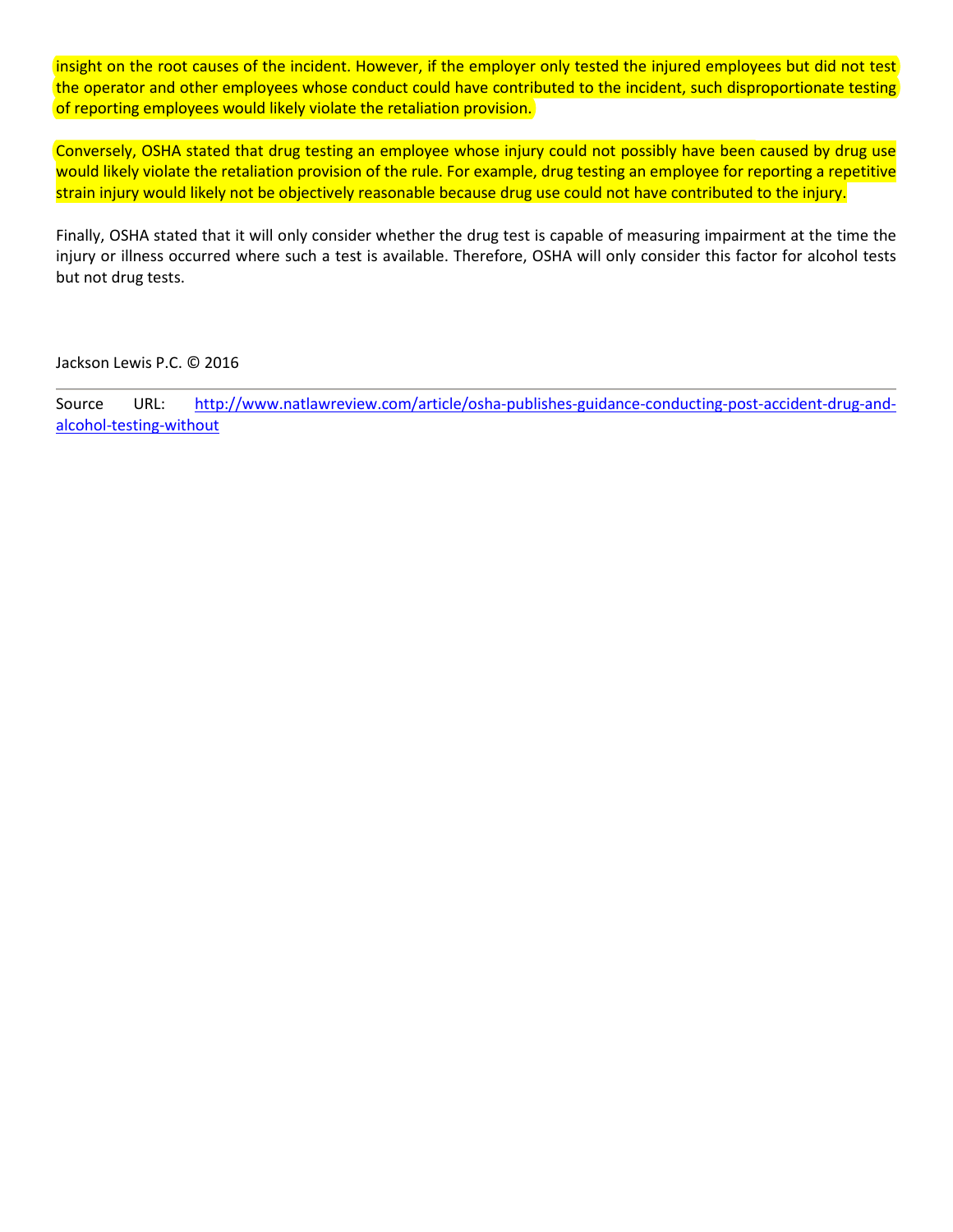insight on the root causes of the incident. However, if the employer only tested the injured employees but did not test the operator and other employees whose conduct could have contributed to the incident, such disproportionate testing of reporting employees would likely violate the retaliation provision.

Conversely, OSHA stated that drug testing an employee whose injury could not possibly have been caused by drug use would likely violate the retaliation provision of the rule. For example, drug testing an employee for reporting a repetitive strain injury would likely not be objectively reasonable because drug use could not have contributed to the injury.

Finally, OSHA stated that it will only consider whether the drug test is capable of measuring impairment at the time the injury or illness occurred where such a test is available. Therefore, OSHA will only consider this factor for alcohol tests but not drug tests.

Jackson Lewis P.C. © 2016

---

Source URL: http://www.natlawreview.com/article/osha-publishes-guidance-conducting-post-accident-drug-and-alcohol-testing-without